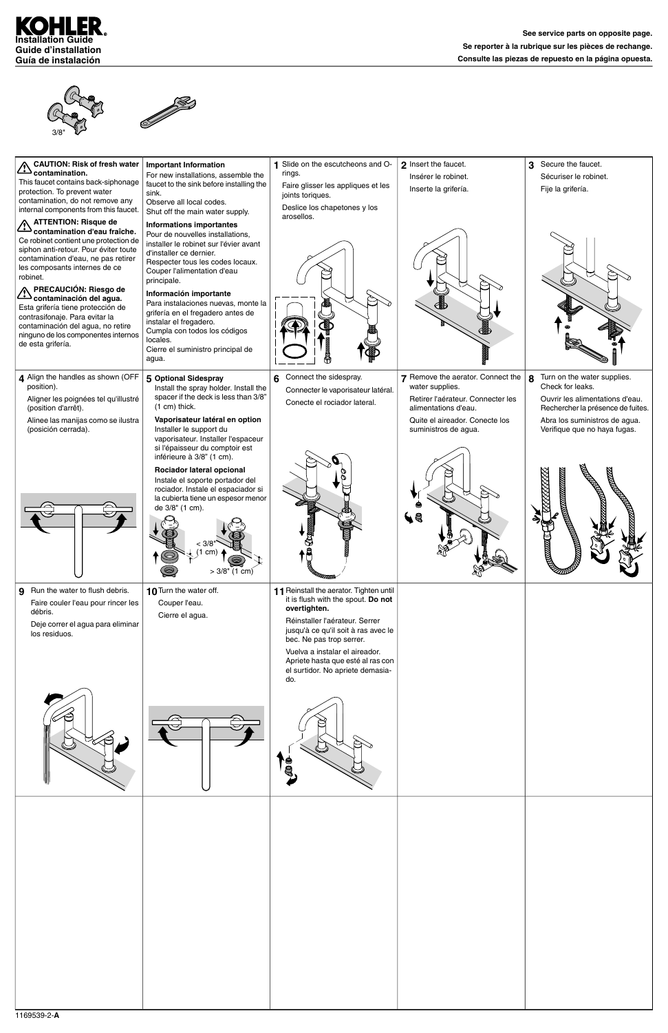# KOHLER®

**Installation Guide**
**Guide d'installation**
**Guía de instalación**

**See service parts on opposite page.**
**Se reporter à la rubrique sur les pièces de rechange.**
**Consulte las piezas de repuesto en la página opuesta.**

3/8"

**CAUTION: Risk of fresh water contamination.**
This faucet contains back-siphonage protection. To prevent water contamination, do not remove any internal components from this faucet.

**ATTENTION: Risque de contamination d'eau fraîche.**
Ce robinet contient une protection de siphon anti-retour. Pour éviter toute contamination d'eau, ne pas retirer les composants internes de ce robinet.

**PRECAUCIÓN: Riesgo de contaminación del agua.**
Esta grifería tiene protección de contrasifonaje. Para evitar la contaminación del agua, no retire ninguno de los componentes internos de esta grifería.

**Important Information**
For new installations, assemble the faucet to the sink before installing the sink.
Observe all local codes.
Shut off the main water supply.

**Informations importantes**
Pour de nouvelles installations, installer le robinet sur l'évier avant d'installer ce dernier.
Respecter tous les codes locaux.
Couper l'alimentation d'eau principale.

**Información importante**
Para instalaciones nuevas, monte la grifería en el fregadero antes de instalar el fregadero.
Cumpla con todos los códigos locales.
Cierre el suministro principal de agua.

**1** Slide on the escutcheons and O-rings.

Faire glisser les appliques et les joints toriques.

Deslice los chapetones y los arosellos.

**2** Insert the faucet.

Insérer le robinet.

Inserte la grifería.

**3** Secure the faucet.

Sécuriser le robinet.

Fije la grifería.

**4** Align the handles as shown (OFF position).

Aligner les poignées tel qu'illustré (position d'arrêt).

Alinee las manijas como se ilustra (posición cerrada).

**5** **Optional Sidespray**
Install the spray holder. Install the spacer if the deck is less than 3/8" (1 cm) thick.

**Vaporisateur latéral en option**
Installer le support du vaporisateur. Installer l'espaceur si l'épaisseur du comptoir est inférieure à 3/8" (1 cm).

**Rociador lateral opcional**
Instale el soporte portador del rociador. Instale el espaciador si la cubierta tiene un espesor menor de 3/8" (1 cm).

< 3/8" (1 cm)

> 3/8" (1 cm)

**6** Connect the sidespray.

Connecter le vaporisateur latéral.

Conecte el rociador lateral.

**7** Remove the aerator. Connect the water supplies.

Retirer l'aérateur. Connecter les alimentations d'eau.

Quite el aireador. Conecte los suministros de agua.

**8** Turn on the water supplies. Check for leaks.

Ouvrir les alimentations d'eau. Rechercher la présence de fuites.

Abra los suministros de agua. Verifique que no haya fugas.

**9** Run the water to flush debris.

Faire couler l'eau pour rincer les débris.

Deje correr el agua para eliminar los residuos.

**10** Turn the water off.

Couper l'eau.

Cierre el agua.

**11** Reinstall the aerator. Tighten until it is flush with the spout. **Do not overtighten.**

Réinstaller l'aérateur. Serrer jusqu'à ce qu'il soit à ras avec le bec. Ne pas trop serrer.

Vuelva a instalar el aireador. Apriete hasta que esté al ras con el surtidor. No apriete demasiado.

1169539-2-**A**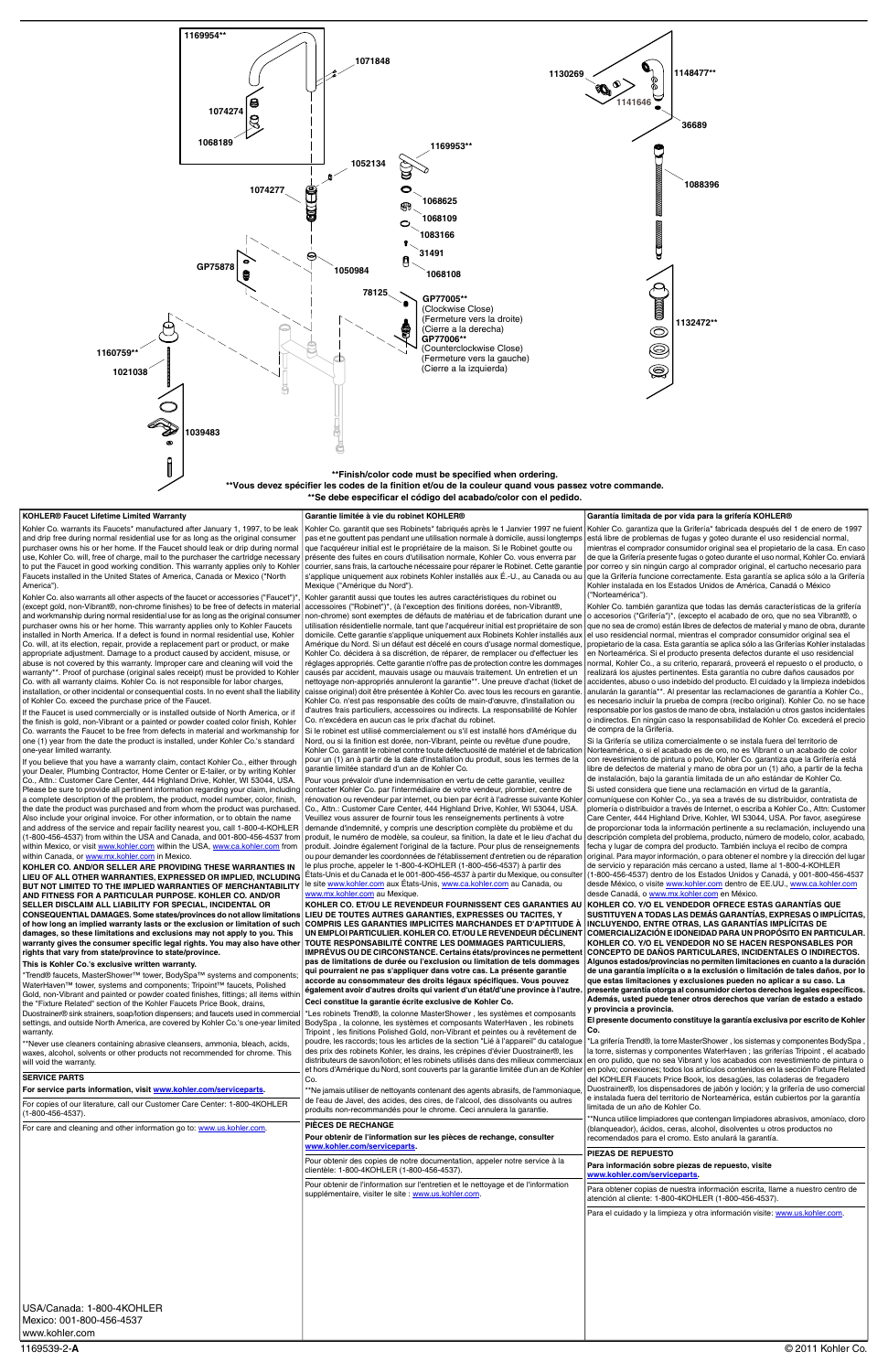1169954**

1071848

1074274

1068189

1130269

1148477**

1141646

36689

1169953**

1052134

1074277

1068625

1068109

1083166

31491

1068108

1088396

GP75878

1050984

78125

GP77005**
(Clockwise Close)
(Fermeture vers la droite)
(Cierre a la derecha)
GP77006**
(Counterclockwise Close)
(Fermeture vers la gauche)
(Cierre a la izquierda)

1132472**

1160759**

1021038

1039483

**Finish/color code must be specified when ordering.
**Vous devez spécifier les codes de la finition et/ou de la couleur quand vous passez votre commande.
**Se debe especificar el código del acabado/color con el pedido.

**KOHLER® Faucet Lifetime Limited Warranty**

Kohler Co. warrants its Faucets* manufactured after January 1, 1997, to be leak and drip free during normal residential use for as long as the original consumer purchaser owns his or her home. If the Faucet should leak or drip during normal use, Kohler Co. will, free of charge, mail to the purchaser the cartridge necessary to put the Faucet in good working condition. This warranty applies only to Kohler Faucets installed in the United States of America, Canada or Mexico ("North America").

Kohler Co. also warrants all other aspects of the faucet or accessories ("Faucet")*, (except gold, non-Vibrant®, non-chrome finishes) to be free of defects in material and workmanship during normal residential use for as long as the original consumer purchaser owns his or her home. This warranty applies only to Kohler Faucets installed in North America. If a defect is found in normal residential use, Kohler Co. will, at its election, repair, provide a replacement part or product, or make appropriate adjustment. Damage to a product caused by accident, misuse, or abuse is not covered by this warranty. Improper care and cleaning will void the warranty**. Proof of purchase (original sales receipt) must be provided to Kohler Co. with all warranty claims. Kohler Co. is not responsible for labor charges, installation, or other incidental or consequential costs. In no event shall the liability of Kohler Co. exceed the purchase price of the Faucet.

If the Faucet is used commercially or is installed outside of North America, or if the finish is gold, non-Vibrant or a painted or powder coated color finish, Kohler Co. warrants the Faucet to be free from defects in material and workmanship for one (1) year from the date the product is installed, under Kohler Co.'s standard one-year limited warranty.

If you believe that you have a warranty claim, contact Kohler Co., either through your Dealer, Plumbing Contractor, Home Center or E-tailer, or by writing Kohler Co., Attn.: Customer Care Center, 444 Highland Drive, Kohler, WI 53044, USA. Please be sure to provide all pertinent information regarding your claim, including a complete description of the problem, the product, model number, color, finish, the date the product was purchased and from whom the product was purchased. Also include your original invoice. For other information, or to obtain the name and address of the service and repair facility nearest you, call 1-800-4-KOHLER (1-800-456-4537) from within the USA and Canada, and 001-800-456-4537 from within Mexico, or visit www.kohler.com within the USA. www.ca.kohler.com from within Canada, or www.mx.kohler.com in Mexico.

**KOHLER CO. AND/OR SELLER ARE PROVIDING THESE WARRANTIES IN LIEU OF ALL OTHER WARRANTIES, EXPRESSED OR IMPLIED, INCLUDING BUT NOT LIMITED TO THE IMPLIED WARRANTIES OF MERCHANTABILITY AND FITNESS FOR A PARTICULAR PURPOSE. KOHLER CO. AND/OR SELLER DISCLAIM ALL LIABILITY FOR SPECIAL, INCIDENTAL OR CONSEQUENTIAL DAMAGES. Some states/provinces do not allow limitations of how long an implied warranty lasts or the exclusion or limitation of such damages, so these limitations and exclusions may not apply to you. This warranty gives the consumer specific legal rights. You may also have other rights that vary from state/province to state/province.**

**This is Kohler Co.'s exclusive written warranty.**

*Trend® faucets, MasterShower™ tower, BodySpa™ systems and components; WaterHaven™ tower, systems and components; Tripoint™ faucets, Polished Gold, non-Vibrant and painted or powder coated finishes, fittings; all items within the "Fixture Related" section of the Kohler Faucets Price Book, drains, Duostrainer® sink strainers, soap/lotion dispensers; and faucets used in commercial settings, and installed outside North America, are covered by Kohler Co.'s one-year limited warranty.

**Never use cleaners containing abrasive cleansers, ammonia, bleach, acids, waxes, alcohol, solvents or other products not recommended for chrome. This will void the warranty.

**SERVICE PARTS**

**For service parts information, visit www.kohler.com/serviceparts.**

For copies of our literature, call our Customer Care Center: 1-800-4KOHLER (1-800-456-4537).

For care and cleaning and other information go to: www.us.kohler.com.

**Garantie limitée à vie du robinet KOHLER®**

Kohler Co. garantit que ses Robinets* fabriqués après le 1 Janvier 1997 ne fuient pas et ne gouttent pas pendant une utilisation normale à domicile, aussi longtemps que l'acquéreur initial est le propriétaire de la maison. Si le Robinet goutte ou présente des fuites en cours d'utilisation normale, Kohler Co. vous enverra par courrier, sans frais, la cartouche nécessaire pour réparer le Robinet. Cette garantie s'applique uniquement aux robinets Kohler installés aux É.-U., au Canada ou au Mexique ("Amérique du Nord").

Kohler garantit aussi que toutes les autres caractéristiques du robinet ou accessoires ("Robinet")*, (à l'exception des finitions dorées, non-Vibrant®, non-chrome) sont exemptes de défauts de matériau et de fabrication durant une utilisation résidentielle normale, tant que l'acquéreur initial est propriétaire de son domicile. Cette garantie s'applique uniquement aux Robinets Kohler installés aux Amérique du Nord. Si un défaut est décelé en cours d'usage normal domestique, Kohler Co. décidera à sa discrétion, de réparer, de remplacer ou d'effectuer les réglages appropriés. Cette garantie n'offre pas de protection contre les dommages causés par accident, mauvais usage ou mauvais traitement. Un entretien et un nettoyage non-appropriés annuleront la garantie**. Une preuve d'achat (ticket de caisse original) doit être présentée à Kohler Co. avec tous les recours en garantie. Kohler Co. n'est pas responsable des coûts de main-d'œuvre, d'installation ou d'autres frais particuliers, accessoires ou indirects. La responsabilité de Kohler Co. n'excédera en aucun cas le prix d'achat du robinet.

Si le robinet est utilisé commercialement ou s'il est installé hors d'Amérique du Nord, ou si la finition est dorée, non-Vibrant, peinte ou revêtue d'une poudre, Kohler Co. garantit le robinet contre toute défectuosité de matériel et de fabrication pour un (1) an à partir de la date d'installation du produit, sous les termes de la garantie limitée standard d'un an de Kohler Co.

Pour vous prévaloir d'une indemnisation en vertu de cette garantie, veuillez contacter Kohler Co. par l'intermédiaire de votre vendeur, plombier, centre de rénovation ou revendeur par internet, ou bien par écrit à l'adresse suivante Kohler Co., Attn.: Customer Care Center, 444 Highland Drive, Kohler, WI 53044, USA. Veuillez vous assurer de fournir tous les renseignements pertinents à votre demande d'indemnité, y compris une description complète du problème et du produit, le numéro de modèle, sa couleur, sa finition, la date et le lieu d'achat du produit. Joindre également l'original de la facture. Pour plus de renseignements ou pour demander les coordonnées de l'établissement d'entretien ou de réparation le plus proche, appeler le 1-800-4-KOHLER (1-800-456-4537) à partir des États-Unis et du Canada et le 001-800-456-4537 à partir du Mexique, ou consulter le site www.kohler.com aux États-Unis, www.ca.kohler.com au Canada, ou www.mx.kohler.com au Mexique.

**KOHLER CO. ET/OU LE REVENDEUR FOURNISSENT CES GARANTIES AU LIEU DE TOUTES AUTRES GARANTIES, EXPRESSES OU TACITES, Y COMPRIS LES GARANTIES IMPLICITES MARCHANDES ET D'APTITUDE À UN EMPLOI PARTICULIER. KOHLER CO. ET/OU LE REVENDEUR DÉCLINENT TOUTE RESPONSABILITÉ CONTRE LES DOMMAGES PARTICULIERS, IMPRÉVUS OU DE CIRCONSTANCE. Certains états/provinces ne permettent pas de limitations de durée ou l'exclusion ou limitation de tels dommages qui pourraient ne pas s'appliquer dans votre cas. La présente garantie accorde au consommateur des droits légaux spécifiques. Vous pouvez également avoir d'autres droits qui varient d'un état/d'une province à l'autre.**

**Ceci constitue la garantie écrite exclusive de Kohler Co.**

*Les robinets Trend®, la colonne MasterShower , les systèmes et composants BodySpa , la colonne, les systèmes et composants WaterHaven , les robinets Tripoint , les finitions Polished Gold, non-Vibrant et peintes ou à revêtement de poudre, les raccords; tous les articles de la section "Lié à l'appareil" du catalogue des prix des robinets Kohler, les drains, les crépines d'évier Duostrainer®, les distributeurs de savon/lotion; et les robinets utilisés dans des milieux commerciaux et hors d'Amérique du Nord, sont couverts par la garantie limitée d'un an de Kohler Co.

**Ne jamais utiliser de nettoyants contenant des agents abrasifs, de l'ammoniaque, de l'eau de Javel, des acides, des cires, de l'alcool, des dissolvants ou autres produits non-recommandés pour le chrome. Ceci annulera la garantie.

**PIÈCES DE RECHANGE**

**Pour obtenir de l'information sur les pièces de rechange, consulter www.kohler.com/serviceparts.**

Pour obtenir des copies de notre documentation, appeler notre service à la clientèle: 1-800-4KOHLER (1-800-456-4537).

Pour obtenir de l'information sur l'entretien et le nettoyage et de l'information supplémentaire, visiter le site : www.us.kohler.com.

**Garantía limitada de por vida para la grifería KOHLER®**

Kohler Co. garantiza que la Grifería* fabricada después del 1 de enero de 1997 está libre de problemas de fugas y goteo durante el uso residencial normal, mientras el comprador consumidor original sea el propietario de la casa. En caso de que la Grifería presente fugas o goteo durante el uso normal, Kohler Co. enviará por correo y sin ningún cargo al comprador original, el cartucho necesario para que la Grifería funcione correctamente. Esta garantía se aplica sólo a la Grifería Kohler instalada en los Estados Unidos de América, Canadá o México ("Norteamérica").

Kohler Co. también garantiza que todas las demás características de la grifería o accesorios ("Grifería")*, (excepto el acabado de oro, que no sea Vibrant®, o que no sea de cromo) están libres de defectos de material y mano de obra, durante el uso residencial normal, mientras el comprador consumidor original sea el propietario de la casa. Esta garantía se aplica sólo a las Griferías Kohler instaladas en Norteamérica. Si el producto presenta defectos durante el uso residencial normal, Kohler Co., a su criterio, reparará, proveerá el repuesto o el producto, o realizará los ajustes pertinentes. Esta garantía no cubre daños causados por accidentes, abuso o uso indebido del producto. El cuidado y la limpieza indebidos anularán la garantía**. Al presentar las reclamaciones de garantía a Kohler Co., es necesario incluir la prueba de compra (recibo original). Kohler Co. no se hace responsable por los gastos de mano de obra, instalación u otros gastos incidentales o indirectos. En ningún caso la responsabilidad de Kohler Co. excederá el precio de compra de la Grifería.

Si la Grifería se utiliza comercialmente o se instala fuera del territorio de Norteamérica, o si el acabado es de oro, no es Vibrant o un acabado de color con revestimiento de pintura o polvo, Kohler Co. garantiza que la Grifería está libre de defectos de material y mano de obra por un (1) año, a partir de la fecha de instalación, bajo la garantía limitada de un año estándar de Kohler Co.

Si usted considera que tiene una reclamación en virtud de la garantía, comuníquese con Kohler Co., ya sea a través de su distribuidor, contratista de plomería o distribuidor a través de Internet, o escriba a Kohler Co., Attn: Customer Care Center, 444 Highland Drive, Kohler, WI 53044, USA. Por favor, asegúrese de proporcionar toda la información pertinente a su reclamación, incluyendo una descripción completa del problema, producto, número de modelo, color, acabado, fecha y lugar de compra del producto. También incluya el recibo de compra original. Para obtener más información, o para obtener el nombre y la dirección del lugar de servicio y reparación más cercano a usted, llame al 1-800-4-KOHLER (1-800-456-4537) dentro de los Estados Unidos y Canadá, y 001-800-456-4537 desde México, o visite www.kohler.com dentro de EE.UU., www.ca.kohler.com desde Canadá, o www.mx.kohler.com en México.

**KOHLER CO. Y/O EL VENDEDOR OFRECE ESTAS GARANTÍAS QUE SUSTITUYEN A TODAS LAS DEMÁS GARANTÍAS, EXPRESAS O IMPLÍCITAS, INCLUYENDO, ENTRE OTRAS, LAS GARANTÍAS IMPLÍCITAS DE COMERCIALIZACIÓN E IDONEIDAD PARA UN PROPÓSITO EN PARTICULAR. KOHLER CO. Y/O EL VENDEDOR NO SE HACEN RESPONSABLES POR CONCEPTO DE DAÑOS PARTICULARES, INCIDENTALES O INDIRECTOS. Algunos estados/provincias no permiten limitaciones en cuanto a la duración de una garantía implícita o a la exclusión o limitación de tales daños, por lo que estas limitaciones y exclusiones pueden no aplicar a su caso. La presente garantía otorga al consumidor ciertos derechos legales específicos. Además, usted puede tener otros derechos que varían de estado a estado y provincia a provincia.**

**El presente documento constituye la garantía exclusiva por escrito de Kohler Co.**

*La grifería Trend®, la torre MasterShower , los sistemas y componentes BodySpa , la torre, sistemas y componentes WaterHaven , las griferías Tripoint , el acabado en oro pulido, que no sea Vibrant y los acabados con revestimiento de pintura o en polvo; conexiones; todos los artículos contenidos en la sección Fixture Related del KOHLER Faucets Price Book, los desagües, las coladeras de fregadero Duostrainer®, los dispensadores de jabón y loción; y la grifería de uso comercial e instalada fuera del territorio de Norteamérica, están cubiertos por la garantía limitada de un año de Kohler Co.

**Nunca utilice limpiadores que contengan limpiadores abrasivos, amoníaco, cloro (blanqueador), ácidos, ceras, alcohol, disolventes u otros productos no recomendados para el cromo. Esto anulará la garantía.

**PIEZAS DE REPUESTO**

**Para información sobre piezas de repuesto, visite www.kohler.com/serviceparts.**

Para obtener copias de nuestra información escrita, llame a nuestro centro de atención al cliente: 1-800-4KOHLER (1-800-456-4537).

Para el cuidado y la limpieza y otra información visite: www.us.kohler.com.

USA/Canada: 1-800-4KOHLER
Mexico: 001-800-456-4537
www.kohler.com

1169539-2-**A**

© 2011 Kohler Co.